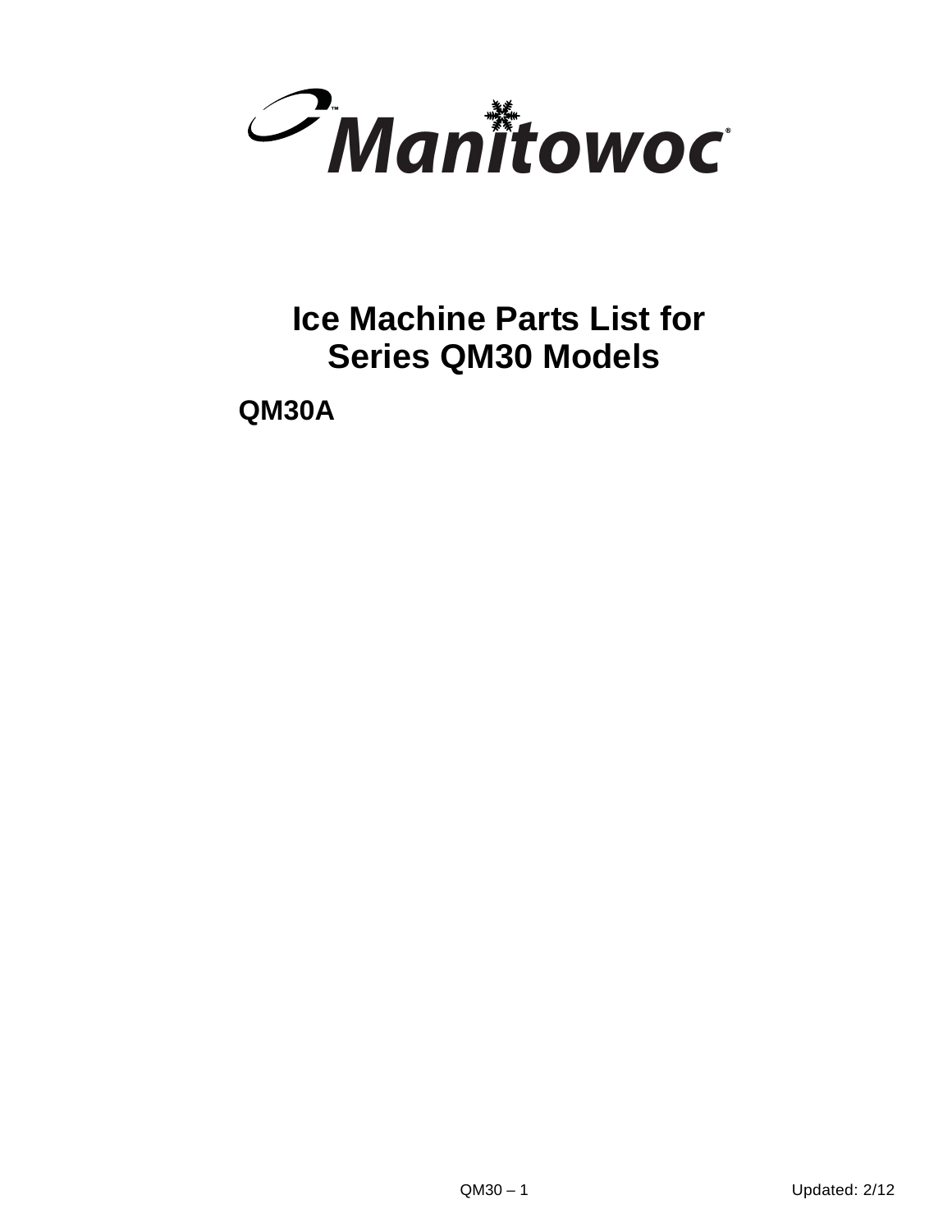Manitowoc

# Ice Machine Parts List for Series QM30 Models

**QM30A**

Updated: 2/12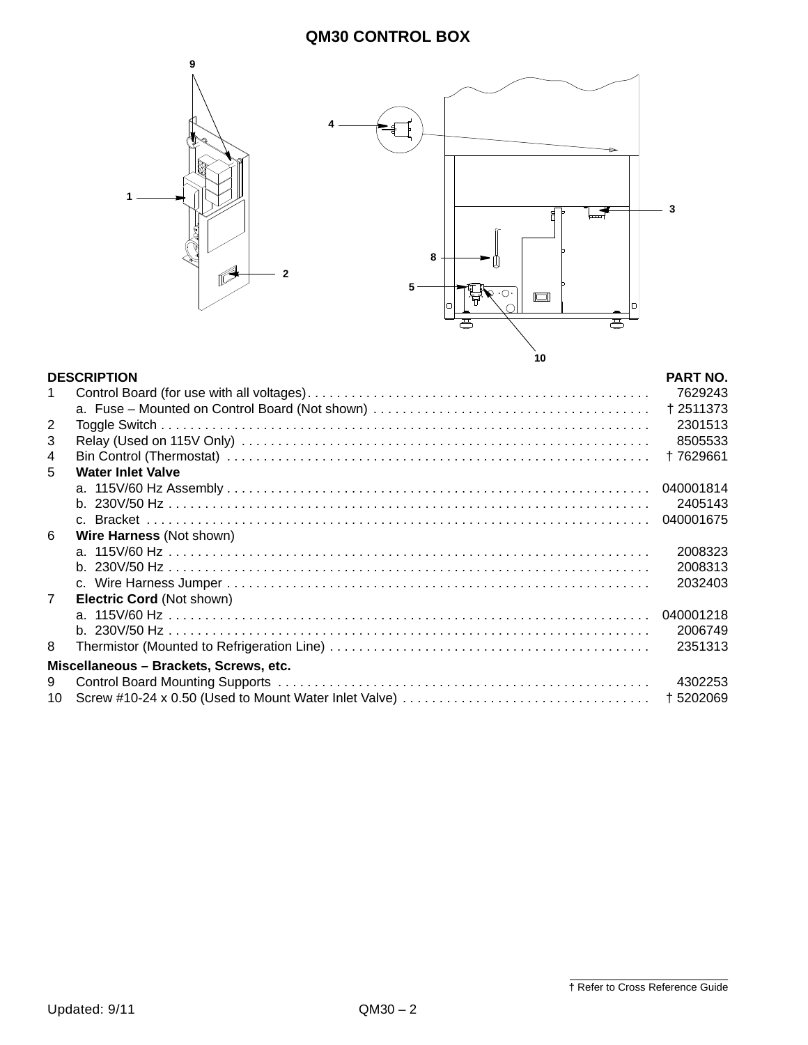# QM30 CONTROL BOX

| | DESCRIPTION | PART NO. |
|---|---|---|
| 1 | Control Board (for use with all voltages) | 7629243 |
| | a. Fuse – Mounted on Control Board (Not shown) | † 2511373 |
| 2 | Toggle Switch | 2301513 |
| 3 | Relay (Used on 115V Only) | 8505533 |
| 4 | Bin Control (Thermostat) | † 7629661 |
| 5 | **Water Inlet Valve** | |
| | a. 115V/60 Hz Assembly | 040001814 |
| | b. 230V/50 Hz | 2405143 |
| | c. Bracket | 040001675 |
| 6 | **Wire Harness** (Not shown) | |
| | a. 115V/60 Hz | 2008323 |
| | b. 230V/50 Hz | 2008313 |
| | c. Wire Harness Jumper | 2032403 |
| 7 | **Electric Cord** (Not shown) | |
| | a. 115V/60 Hz | 040001218 |
| | b. 230V/50 Hz | 2006749 |
| 8 | Thermistor (Mounted to Refrigeration Line) | 2351313 |
| | **Miscellaneous – Brackets, Screws, etc.** | |
| 9 | Control Board Mounting Supports | 4302253 |
| 10 | Screw #10-24 x 0.50 (Used to Mount Water Inlet Valve) | † 5202069 |

† Refer to Cross Reference Guide

Updated: 9/11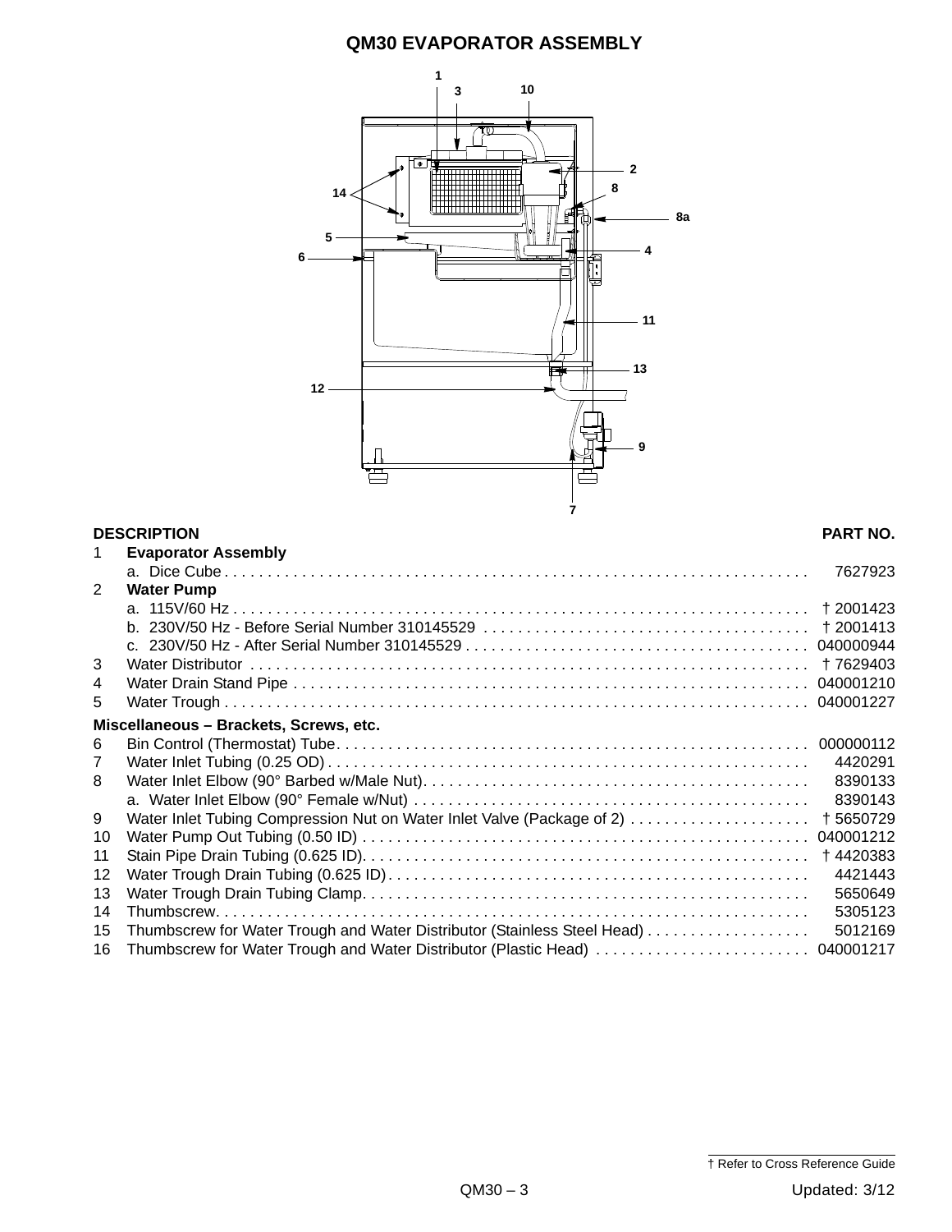# QM30 EVAPORATOR ASSEMBLY

| | DESCRIPTION | PART NO. |
|---|---|---|
| 1 | **Evaporator Assembly** | |
| | a. Dice Cube | 7627923 |
| 2 | **Water Pump** | |
| | a. 115V/60 Hz | † 2001423 |
| | b. 230V/50 Hz - Before Serial Number 310145529 | † 2001413 |
| | c. 230V/50 Hz - After Serial Number 310145529 | 040000944 |
| 3 | Water Distributor | † 7629403 |
| 4 | Water Drain Stand Pipe | 040001210 |
| 5 | Water Trough | 040001227 |
| | **Miscellaneous – Brackets, Screws, etc.** | |
| 6 | Bin Control (Thermostat) Tube | 000000112 |
| 7 | Water Inlet Tubing (0.25 OD) | 4420291 |
| 8 | Water Inlet Elbow (90° Barbed w/Male Nut) | 8390133 |
| | a. Water Inlet Elbow (90° Female w/Nut) | 8390143 |
| 9 | Water Inlet Tubing Compression Nut on Water Inlet Valve (Package of 2) | † 5650729 |
| 10 | Water Pump Out Tubing (0.50 ID) | 040001212 |
| 11 | Stain Pipe Drain Tubing (0.625 ID) | † 4420383 |
| 12 | Water Trough Drain Tubing (0.625 ID) | 4421443 |
| 13 | Water Trough Drain Tubing Clamp | 5650649 |
| 14 | Thumbscrew | 5305123 |
| 15 | Thumbscrew for Water Trough and Water Distributor (Stainless Steel Head) | 5012169 |
| 16 | Thumbscrew for Water Trough and Water Distributor (Plastic Head) | 040001217 |

† Refer to Cross Reference Guide

Updated: 3/12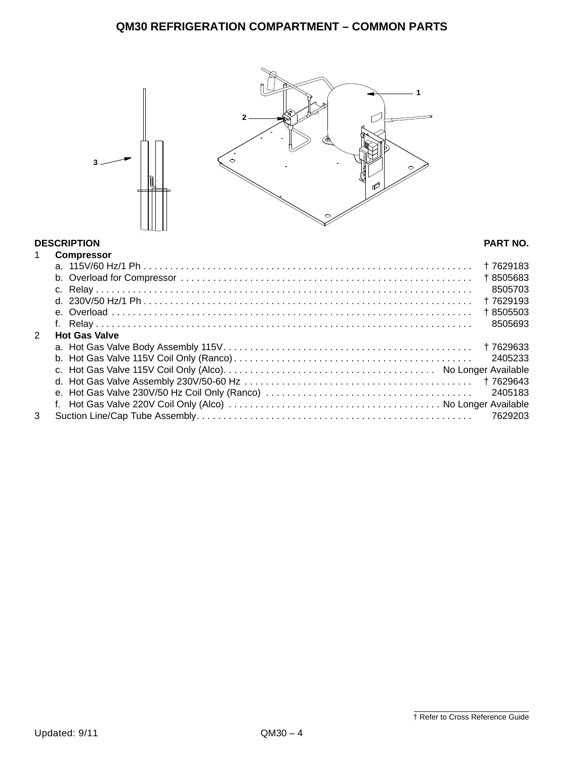# QM30 REFRIGERATION COMPARTMENT – COMMON PARTS

| | DESCRIPTION | PART NO. |
|---|---|---|
| 1 | **Compressor** | |
| | a. 115V/60 Hz/1 Ph | † 7629183 |
| | b. Overload for Compressor | † 8505683 |
| | c. Relay | 8505703 |
| | d. 230V/50 Hz/1 Ph | † 7629193 |
| | e. Overload | † 8505503 |
| | f. Relay | 8505693 |
| 2 | **Hot Gas Valve** | |
| | a. Hot Gas Valve Body Assembly 115V | † 7629633 |
| | b. Hot Gas Valve 115V Coil Only (Ranco) | 2405233 |
| | c. Hot Gas Valve 115V Coil Only (Alco) | No Longer Available |
| | d. Hot Gas Valve Assembly 230V/50-60 Hz | † 7629643 |
| | e. Hot Gas Valve 230V/50 Hz Coil Only (Ranco) | 2405183 |
| | f. Hot Gas Valve 220V Coil Only (Alco) | No Longer Available |
| 3 | Suction Line/Cap Tube Assembly | 7629203 |

† Refer to Cross Reference Guide

Updated: 9/11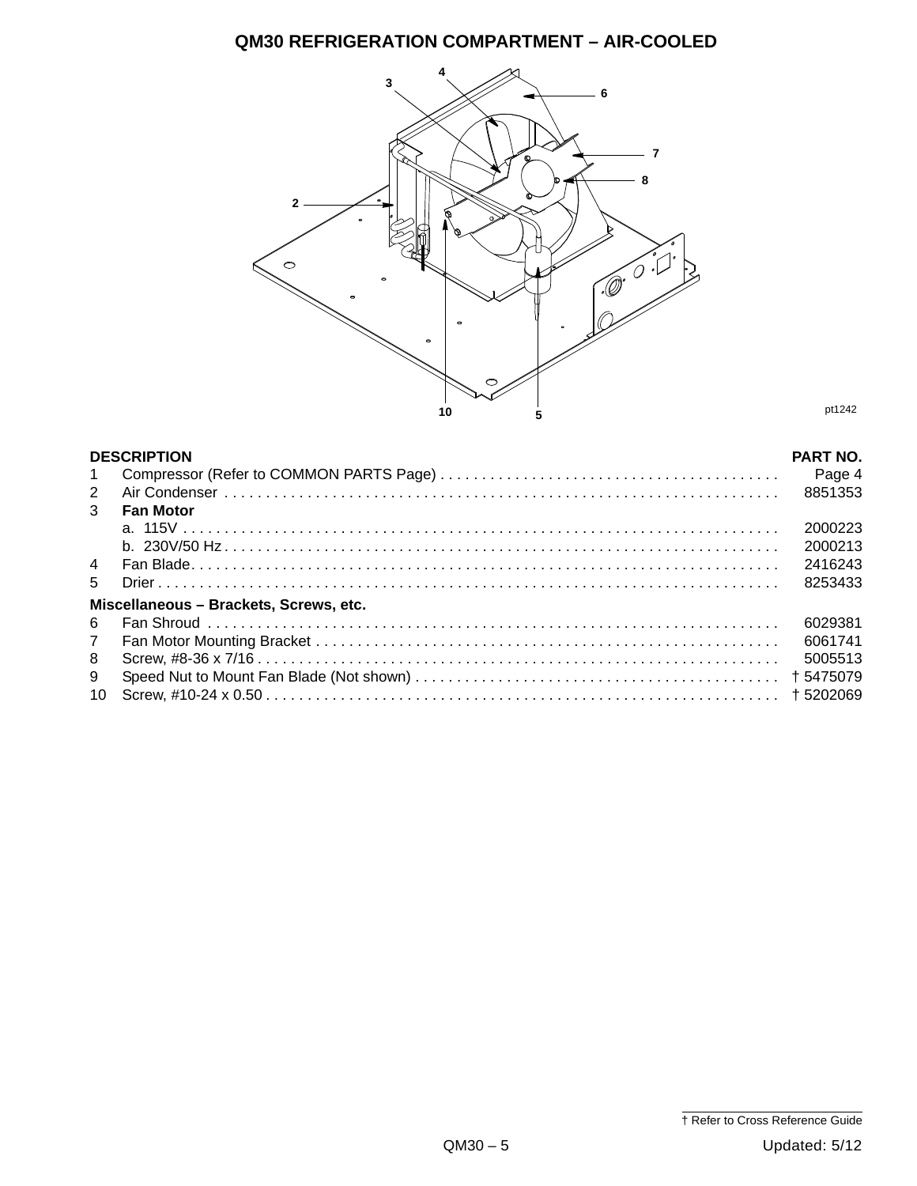# QM30 REFRIGERATION COMPARTMENT – AIR-COOLED

| | DESCRIPTION | PART NO. |
|---|---|---|
| 1 | Compressor (Refer to COMMON PARTS Page) | Page 4 |
| 2 | Air Condenser | 8851353 |
| 3 | **Fan Motor** | |
| | a. 115V | 2000223 |
| | b. 230V/50 Hz | 2000213 |
| 4 | Fan Blade | 2416243 |
| 5 | Drier | 8253433 |
| | **Miscellaneous – Brackets, Screws, etc.** | |
| 6 | Fan Shroud | 6029381 |
| 7 | Fan Motor Mounting Bracket | 6061741 |
| 8 | Screw, #8-36 x 7/16 | 5005513 |
| 9 | Speed Nut to Mount Fan Blade (Not shown) | † 5475079 |
| 10 | Screw, #10-24 x 0.50 | † 5202069 |

† Refer to Cross Reference Guide

Updated: 5/12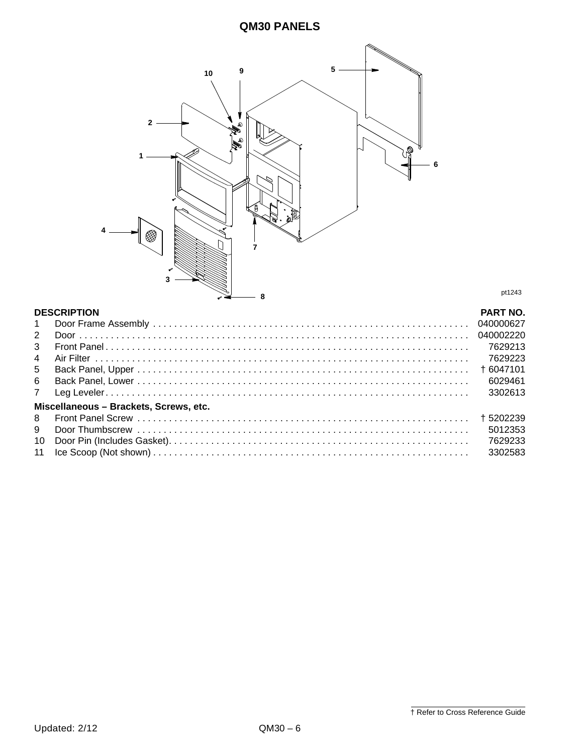# QM30 PANELS

1
2
3
4
5
6
7
8
9
10

pt1243

| | DESCRIPTION | PART NO. |
|---|---|---|
| 1 | Door Frame Assembly | 040000627 |
| 2 | Door | 040002220 |
| 3 | Front Panel | 7629213 |
| 4 | Air Filter | 7629223 |
| 5 | Back Panel, Upper | † 6047101 |
| 6 | Back Panel, Lower | 6029461 |
| 7 | Leg Leveler | 3302613 |
| | **Miscellaneous – Brackets, Screws, etc.** | |
| 8 | Front Panel Screw | † 5202239 |
| 9 | Door Thumbscrew | 5012353 |
| 10 | Door Pin (Includes Gasket) | 7629233 |
| 11 | Ice Scoop (Not shown) | 3302583 |

† Refer to Cross Reference Guide

Updated: 2/12